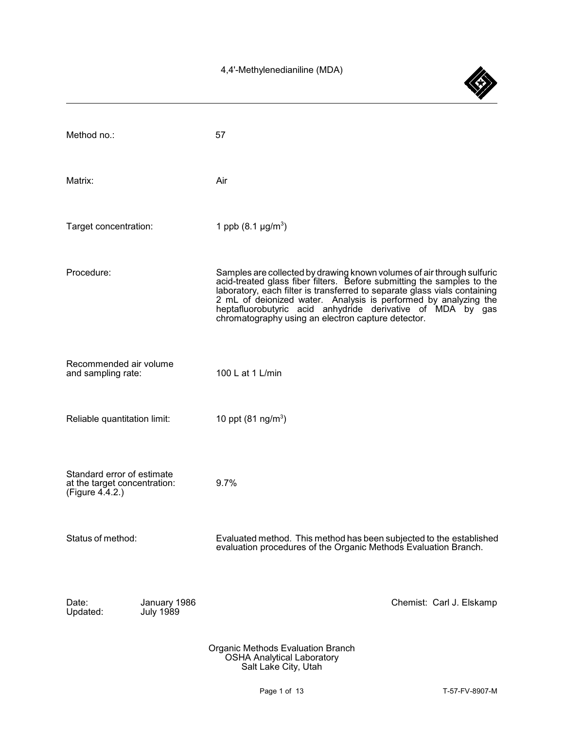# 4,4'-Methylenedianiline (MDA)

| | |
|---|---|
| Method no.: | 57 |
| Matrix: | Air |
| Target concentration: | 1 ppb (8.1 µg/m$^3$) |
| Procedure: | Samples are collected by drawing known volumes of air through sulfuric acid-treated glass fiber filters. Before submitting the samples to the laboratory, each filter is transferred to separate glass vials containing 2 mL of deionized water. Analysis is performed by analyzing the heptafluorobutyric acid anhydride derivative of MDA by gas chromatography using an electron capture detector. |
| Recommended air volume and sampling rate: | 100 L at 1 L/min |
| Reliable quantitation limit: | 10 ppt (81 ng/m$^3$) |
| Standard error of estimate at the target concentration: (Figure 4.4.2.) | 9.7% |
| Status of method: | Evaluated method. This method has been subjected to the established evaluation procedures of the Organic Methods Evaluation Branch. |

Date: January 1986
Updated: July 1989

Chemist: Carl J. Elskamp

Organic Methods Evaluation Branch
OSHA Analytical Laboratory
Salt Lake City, Utah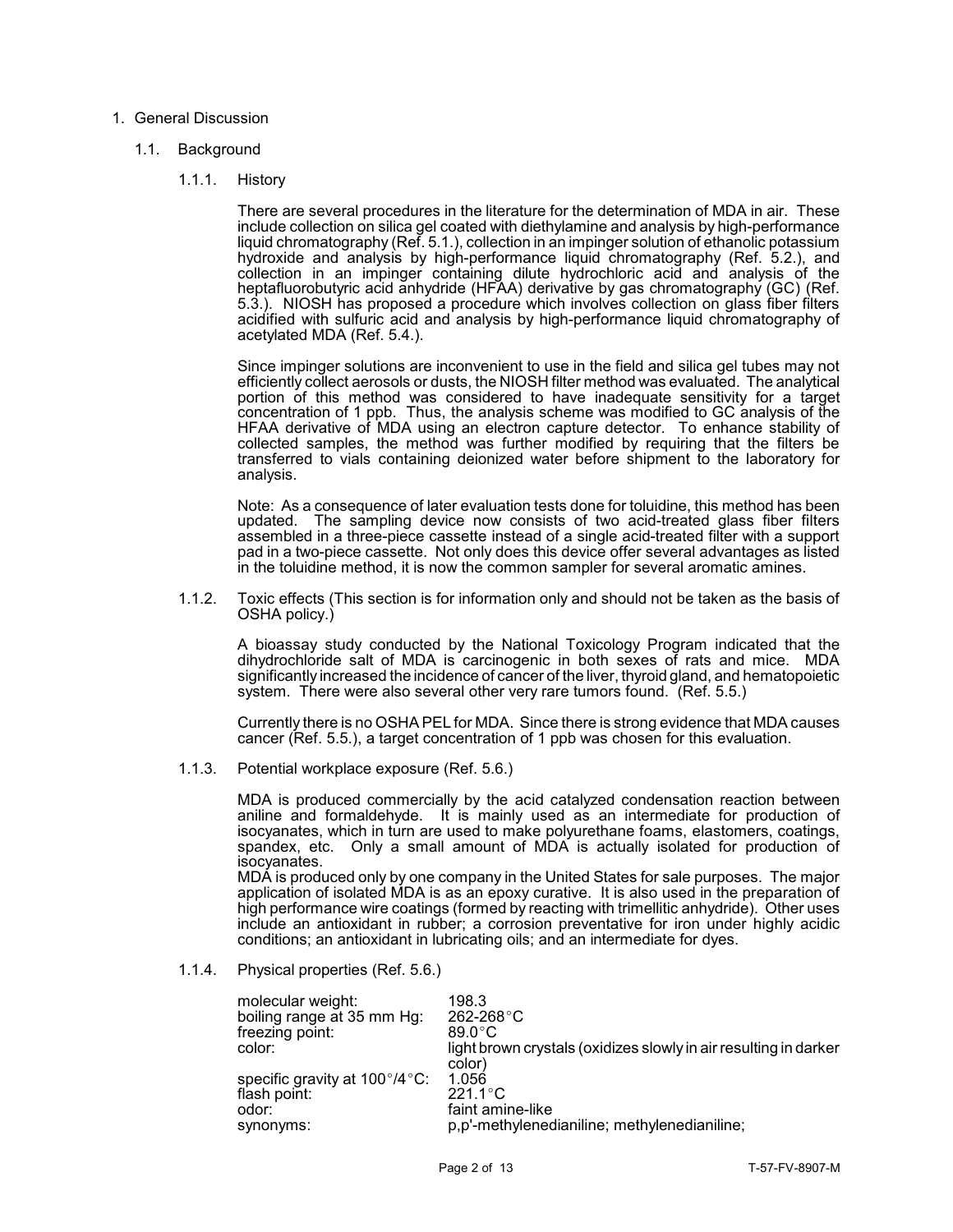1. General Discussion

   1.1. Background

      1.1.1. History

      There are several procedures in the literature for the determination of MDA in air. These include collection on silica gel coated with diethylamine and analysis by high-performance liquid chromatography (Ref. 5.1.), collection in an impinger solution of ethanolic potassium hydroxide and analysis by high-performance liquid chromatography (Ref. 5.2.), and collection in an impinger containing dilute hydrochloric acid and analysis of the heptafluorobutyric acid anhydride (HFAA) derivative by gas chromatography (GC) (Ref. 5.3.). NIOSH has proposed a procedure which involves collection on glass fiber filters acidified with sulfuric acid and analysis by high-performance liquid chromatography of acetylated MDA (Ref. 5.4.).

      Since impinger solutions are inconvenient to use in the field and silica gel tubes may not efficiently collect aerosols or dusts, the NIOSH filter method was evaluated. The analytical portion of this method was considered to have inadequate sensitivity for a target concentration of 1 ppb. Thus, the analysis scheme was modified to GC analysis of the HFAA derivative of MDA using an electron capture detector. To enhance stability of collected samples, the method was further modified by requiring that the filters be transferred to vials containing deionized water before shipment to the laboratory for analysis.

      Note: As a consequence of later evaluation tests done for toluidine, this method has been updated. The sampling device now consists of two acid-treated glass fiber filters assembled in a three-piece cassette instead of a single acid-treated filter with a support pad in a two-piece cassette. Not only does this device offer several advantages as listed in the toluidine method, it is now the common sampler for several aromatic amines.

      1.1.2. Toxic effects (This section is for information only and should not be taken as the basis of OSHA policy.)

      A bioassay study conducted by the National Toxicology Program indicated that the dihydrochloride salt of MDA is carcinogenic in both sexes of rats and mice. MDA significantly increased the incidence of cancer of the liver, thyroid gland, and hematopoietic system. There were also several other very rare tumors found. (Ref. 5.5.)

      Currently there is no OSHA PEL for MDA. Since there is strong evidence that MDA causes cancer (Ref. 5.5.), a target concentration of 1 ppb was chosen for this evaluation.

      1.1.3. Potential workplace exposure (Ref. 5.6.)

      MDA is produced commercially by the acid catalyzed condensation reaction between aniline and formaldehyde. It is mainly used as an intermediate for production of isocyanates, which in turn are used to make polyurethane foams, elastomers, coatings, spandex, etc. Only a small amount of MDA is actually isolated for production of isocyanates.
      MDA is produced only by one company in the United States for sale purposes. The major application of isolated MDA is as an epoxy curative. It is also used in the preparation of high performance wire coatings (formed by reacting with trimellitic anhydride). Other uses include an antioxidant in rubber; a corrosion preventative for iron under highly acidic conditions; an antioxidant in lubricating oils; and an intermediate for dyes.

      1.1.4. Physical properties (Ref. 5.6.)

| | |
|---|---|
| molecular weight: | 198.3 |
| boiling range at 35 mm Hg: | 262-268°C |
| freezing point: | 89.0°C |
| color: | light brown crystals (oxidizes slowly in air resulting in darker color) |
| specific gravity at 100°/4°C: | 1.056 |
| flash point: | 221.1°C |
| odor: | faint amine-like |
| synonyms: | p,p'-methylenedianiline; methylenedianiline; |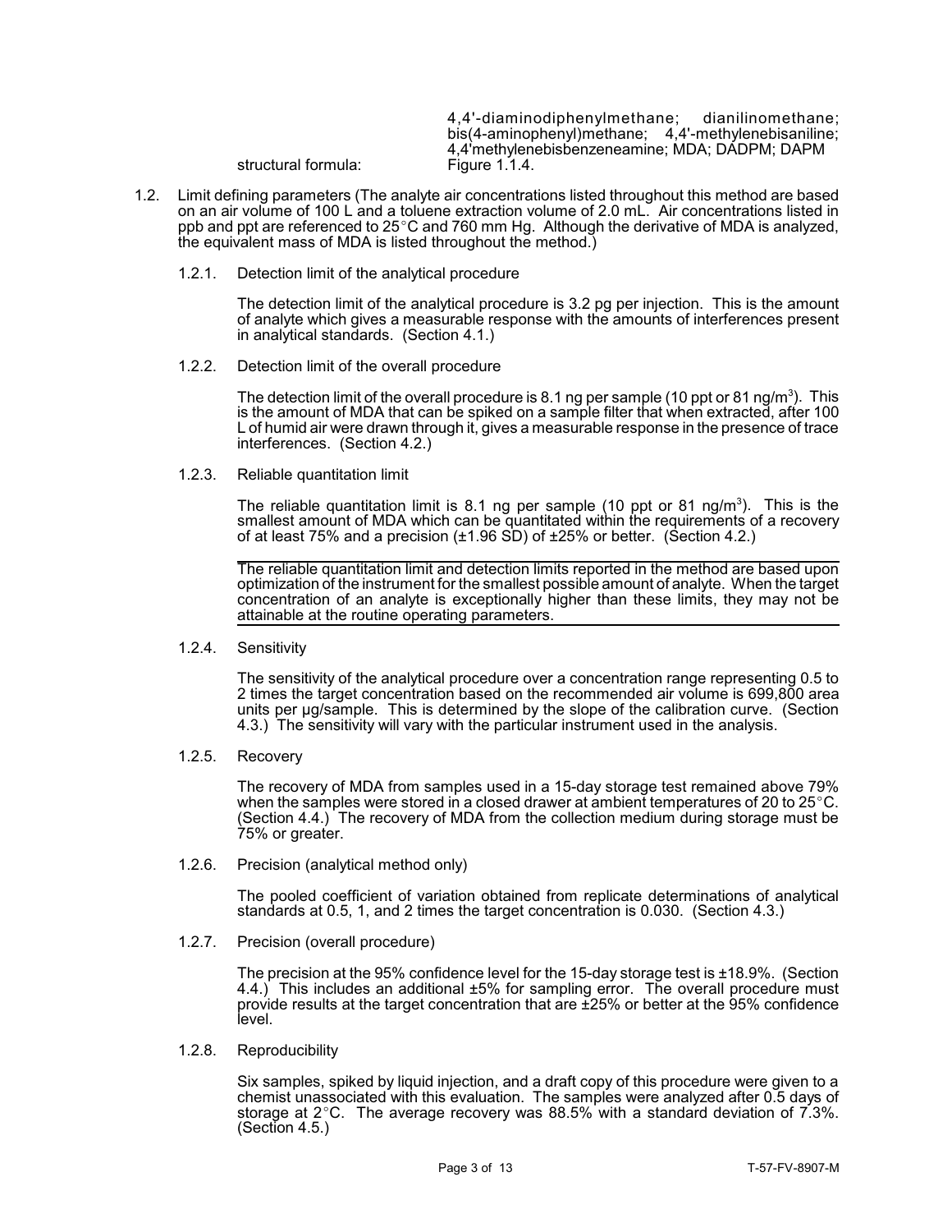4,4'-diaminodiphenylmethane; dianilinomethane; bis(4-aminophenyl)methane; 4,4'-methylenebisaniline; 4,4'methylenebisbenzeneamine; MDA; DADPM; DAPM

structural formula: Figure 1.1.4.

1.2. Limit defining parameters (The analyte air concentrations listed throughout this method are based on an air volume of 100 L and a toluene extraction volume of 2.0 mL. Air concentrations listed in ppb and ppt are referenced to 25°C and 760 mm Hg. Although the derivative of MDA is analyzed, the equivalent mass of MDA is listed throughout the method.)

1.2.1. Detection limit of the analytical procedure

The detection limit of the analytical procedure is 3.2 pg per injection. This is the amount of analyte which gives a measurable response with the amounts of interferences present in analytical standards. (Section 4.1.)

1.2.2. Detection limit of the overall procedure

The detection limit of the overall procedure is 8.1 ng per sample (10 ppt or 81 ng/m$^3$). This is the amount of MDA that can be spiked on a sample filter that when extracted, after 100 L of humid air were drawn through it, gives a measurable response in the presence of trace interferences. (Section 4.2.)

1.2.3. Reliable quantitation limit

The reliable quantitation limit is 8.1 ng per sample (10 ppt or 81 ng/m$^3$). This is the smallest amount of MDA which can be quantitated within the requirements of a recovery of at least 75% and a precision (±1.96 SD) of ±25% or better. (Section 4.2.)

The reliable quantitation limit and detection limits reported in the method are based upon optimization of the instrument for the smallest possible amount of analyte. When the target concentration of an analyte is exceptionally higher than these limits, they may not be attainable at the routine operating parameters.

1.2.4. Sensitivity

The sensitivity of the analytical procedure over a concentration range representing 0.5 to 2 times the target concentration based on the recommended air volume is 699,800 area units per µg/sample. This is determined by the slope of the calibration curve. (Section 4.3.) The sensitivity will vary with the particular instrument used in the analysis.

1.2.5. Recovery

The recovery of MDA from samples used in a 15-day storage test remained above 79% when the samples were stored in a closed drawer at ambient temperatures of 20 to 25°C. (Section 4.4.) The recovery of MDA from the collection medium during storage must be 75% or greater.

1.2.6. Precision (analytical method only)

The pooled coefficient of variation obtained from replicate determinations of analytical standards at 0.5, 1, and 2 times the target concentration is 0.030. (Section 4.3.)

1.2.7. Precision (overall procedure)

The precision at the 95% confidence level for the 15-day storage test is ±18.9%. (Section 4.4.) This includes an additional ±5% for sampling error. The overall procedure must provide results at the target concentration that are ±25% or better at the 95% confidence level.

1.2.8. Reproducibility

Six samples, spiked by liquid injection, and a draft copy of this procedure were given to a chemist unassociated with this evaluation. The samples were analyzed after 0.5 days of storage at 2°C. The average recovery was 88.5% with a standard deviation of 7.3%. (Section 4.5.)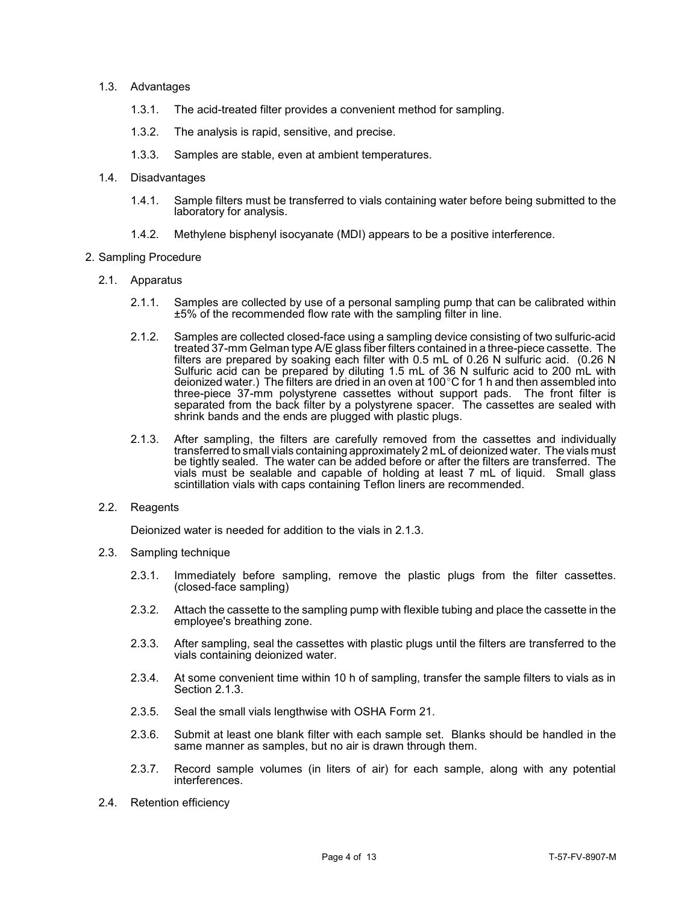### 1.3. Advantages

1.3.1. The acid-treated filter provides a convenient method for sampling.

1.3.2. The analysis is rapid, sensitive, and precise.

1.3.3. Samples are stable, even at ambient temperatures.

### 1.4. Disadvantages

1.4.1. Sample filters must be transferred to vials containing water before being submitted to the laboratory for analysis.

1.4.2. Methylene bisphenyl isocyanate (MDI) appears to be a positive interference.

## 2. Sampling Procedure

### 2.1. Apparatus

2.1.1. Samples are collected by use of a personal sampling pump that can be calibrated within ±5% of the recommended flow rate with the sampling filter in line.

2.1.2. Samples are collected closed-face using a sampling device consisting of two sulfuric-acid treated 37-mm Gelman type A/E glass fiber filters contained in a three-piece cassette. The filters are prepared by soaking each filter with 0.5 mL of 0.26 N sulfuric acid. (0.26 N Sulfuric acid can be prepared by diluting 1.5 mL of 36 N sulfuric acid to 200 mL with deionized water.) The filters are dried in an oven at 100°C for 1 h and then assembled into three-piece 37-mm polystyrene cassettes without support pads. The front filter is separated from the back filter by a polystyrene spacer. The cassettes are sealed with shrink bands and the ends are plugged with plastic plugs.

2.1.3. After sampling, the filters are carefully removed from the cassettes and individually transferred to small vials containing approximately 2 mL of deionized water. The vials must be tightly sealed. The water can be added before or after the filters are transferred. The vials must be sealable and capable of holding at least 7 mL of liquid. Small glass scintillation vials with caps containing Teflon liners are recommended.

### 2.2. Reagents

Deionized water is needed for addition to the vials in 2.1.3.

### 2.3. Sampling technique

2.3.1. Immediately before sampling, remove the plastic plugs from the filter cassettes. (closed-face sampling)

2.3.2. Attach the cassette to the sampling pump with flexible tubing and place the cassette in the employee's breathing zone.

2.3.3. After sampling, seal the cassettes with plastic plugs until the filters are transferred to the vials containing deionized water.

2.3.4. At some convenient time within 10 h of sampling, transfer the sample filters to vials as in Section 2.1.3.

2.3.5. Seal the small vials lengthwise with OSHA Form 21.

2.3.6. Submit at least one blank filter with each sample set. Blanks should be handled in the same manner as samples, but no air is drawn through them.

2.3.7. Record sample volumes (in liters of air) for each sample, along with any potential interferences.

### 2.4. Retention efficiency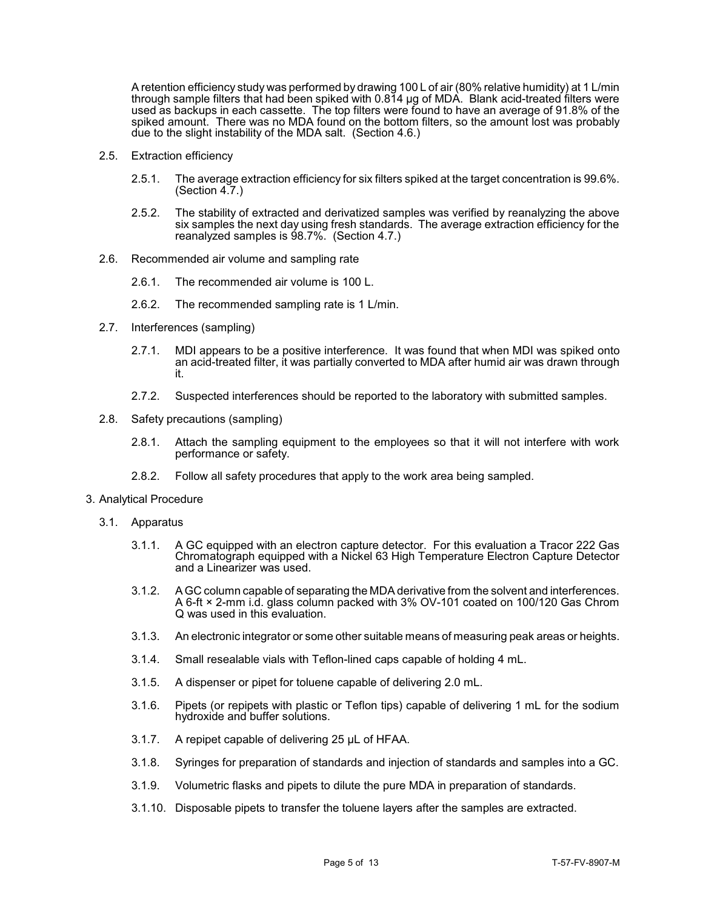A retention efficiency study was performed by drawing 100 L of air (80% relative humidity) at 1 L/min through sample filters that had been spiked with 0.814 μg of MDA. Blank acid-treated filters were used as backups in each cassette. The top filters were found to have an average of 91.8% of the spiked amount. There was no MDA found on the bottom filters, so the amount lost was probably due to the slight instability of the MDA salt. (Section 4.6.)

2.5. Extraction efficiency

2.5.1. The average extraction efficiency for six filters spiked at the target concentration is 99.6%. (Section 4.7.)

2.5.2. The stability of extracted and derivatized samples was verified by reanalyzing the above six samples the next day using fresh standards. The average extraction efficiency for the reanalyzed samples is 98.7%. (Section 4.7.)

2.6. Recommended air volume and sampling rate

2.6.1. The recommended air volume is 100 L.

2.6.2. The recommended sampling rate is 1 L/min.

2.7. Interferences (sampling)

2.7.1. MDI appears to be a positive interference. It was found that when MDI was spiked onto an acid-treated filter, it was partially converted to MDA after humid air was drawn through it.

2.7.2. Suspected interferences should be reported to the laboratory with submitted samples.

2.8. Safety precautions (sampling)

2.8.1. Attach the sampling equipment to the employees so that it will not interfere with work performance or safety.

2.8.2. Follow all safety procedures that apply to the work area being sampled.

3. Analytical Procedure

3.1. Apparatus

3.1.1. A GC equipped with an electron capture detector. For this evaluation a Tracor 222 Gas Chromatograph equipped with a Nickel 63 High Temperature Electron Capture Detector and a Linearizer was used.

3.1.2. A GC column capable of separating the MDA derivative from the solvent and interferences. A 6-ft × 2-mm i.d. glass column packed with 3% OV-101 coated on 100/120 Gas Chrom Q was used in this evaluation.

3.1.3. An electronic integrator or some other suitable means of measuring peak areas or heights.

3.1.4. Small resealable vials with Teflon-lined caps capable of holding 4 mL.

3.1.5. A dispenser or pipet for toluene capable of delivering 2.0 mL.

3.1.6. Pipets (or repipets with plastic or Teflon tips) capable of delivering 1 mL for the sodium hydroxide and buffer solutions.

3.1.7. A repipet capable of delivering 25 μL of HFAA.

3.1.8. Syringes for preparation of standards and injection of standards and samples into a GC.

3.1.9. Volumetric flasks and pipets to dilute the pure MDA in preparation of standards.

3.1.10. Disposable pipets to transfer the toluene layers after the samples are extracted.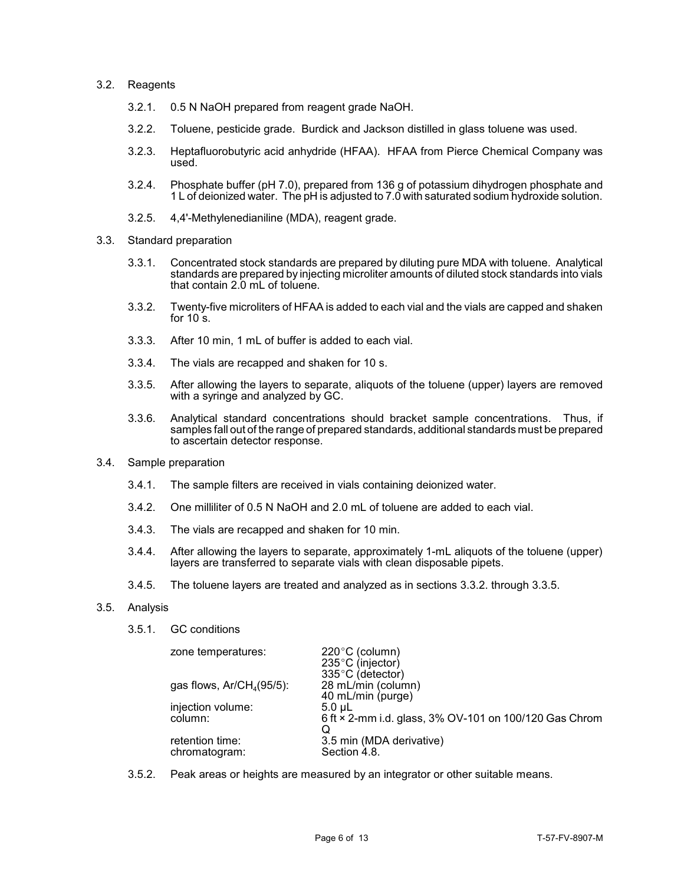3.2. Reagents

3.2.1. 0.5 N NaOH prepared from reagent grade NaOH.

3.2.2. Toluene, pesticide grade. Burdick and Jackson distilled in glass toluene was used.

3.2.3. Heptafluorobutyric acid anhydride (HFAA). HFAA from Pierce Chemical Company was used.

3.2.4. Phosphate buffer (pH 7.0), prepared from 136 g of potassium dihydrogen phosphate and 1 L of deionized water. The pH is adjusted to 7.0 with saturated sodium hydroxide solution.

3.2.5. 4,4'-Methylenedianiline (MDA), reagent grade.

3.3. Standard preparation

3.3.1. Concentrated stock standards are prepared by diluting pure MDA with toluene. Analytical standards are prepared by injecting microliter amounts of diluted stock standards into vials that contain 2.0 mL of toluene.

3.3.2. Twenty-five microliters of HFAA is added to each vial and the vials are capped and shaken for 10 s.

3.3.3. After 10 min, 1 mL of buffer is added to each vial.

3.3.4. The vials are recapped and shaken for 10 s.

3.3.5. After allowing the layers to separate, aliquots of the toluene (upper) layers are removed with a syringe and analyzed by GC.

3.3.6. Analytical standard concentrations should bracket sample concentrations. Thus, if samples fall out of the range of prepared standards, additional standards must be prepared to ascertain detector response.

3.4. Sample preparation

3.4.1. The sample filters are received in vials containing deionized water.

3.4.2. One milliliter of 0.5 N NaOH and 2.0 mL of toluene are added to each vial.

3.4.3. The vials are recapped and shaken for 10 min.

3.4.4. After allowing the layers to separate, approximately 1-mL aliquots of the toluene (upper) layers are transferred to separate vials with clean disposable pipets.

3.4.5. The toluene layers are treated and analyzed as in sections 3.3.2. through 3.3.5.

3.5. Analysis

3.5.1. GC conditions

| | |
|---|---|
| zone temperatures: | 220°C (column)<br>235°C (injector)<br>335°C (detector) |
| gas flows, $Ar/CH_4$(95/5): | 28 mL/min (column)<br>40 mL/min (purge) |
| injection volume: | 5.0 µL |
| column: | 6 ft × 2-mm i.d. glass, 3% OV-101 on 100/120 Gas Chrom Q |
| retention time: | 3.5 min (MDA derivative) |
| chromatogram: | Section 4.8. |

3.5.2. Peak areas or heights are measured by an integrator or other suitable means.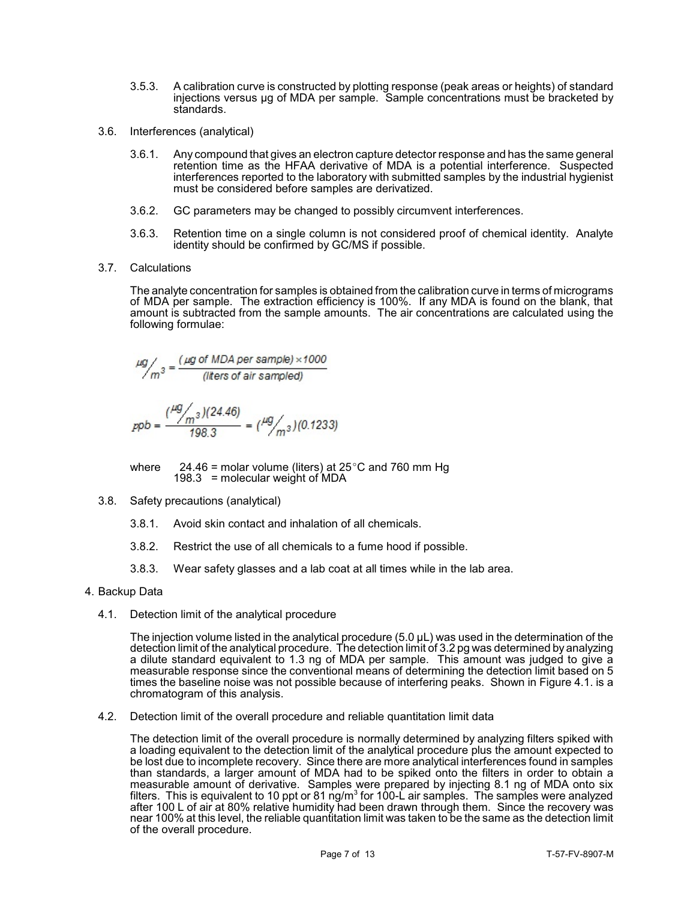3.5.3. A calibration curve is constructed by plotting response (peak areas or heights) of standard injections versus µg of MDA per sample. Sample concentrations must be bracketed by standards.

3.6. Interferences (analytical)

3.6.1. Any compound that gives an electron capture detector response and has the same general retention time as the HFAA derivative of MDA is a potential interference. Suspected interferences reported to the laboratory with submitted samples by the industrial hygienist must be considered before samples are derivatized.

3.6.2. GC parameters may be changed to possibly circumvent interferences.

3.6.3. Retention time on a single column is not considered proof of chemical identity. Analyte identity should be confirmed by GC/MS if possible.

3.7. Calculations

The analyte concentration for samples is obtained from the calibration curve in terms of micrograms of MDA per sample. The extraction efficiency is 100%. If any MDA is found on the blank, that amount is subtracted from the sample amounts. The air concentrations are calculated using the following formulae:

$$\mu g/m^3 = \frac{(\mu g \text{ of MDA per sample}) \times 1000}{(\text{liters of air sampled})}$$

$$ppb = \frac{(\mu g/m^3)(24.46)}{198.3} = (\mu g/m^3)(0.1233)$$

where 24.46 = molar volume (liters) at 25°C and 760 mm Hg
198.3 = molecular weight of MDA

3.8. Safety precautions (analytical)

3.8.1. Avoid skin contact and inhalation of all chemicals.

3.8.2. Restrict the use of all chemicals to a fume hood if possible.

3.8.3. Wear safety glasses and a lab coat at all times while in the lab area.

## 4. Backup Data

4.1. Detection limit of the analytical procedure

The injection volume listed in the analytical procedure (5.0 µL) was used in the determination of the detection limit of the analytical procedure. The detection limit of 3.2 pg was determined by analyzing a dilute standard equivalent to 1.3 ng of MDA per sample. This amount was judged to give a measurable response since the conventional means of determining the detection limit based on 5 times the baseline noise was not possible because of interfering peaks. Shown in Figure 4.1. is a chromatogram of this analysis.

4.2. Detection limit of the overall procedure and reliable quantitation limit data

The detection limit of the overall procedure is normally determined by analyzing filters spiked with a loading equivalent to the detection limit of the analytical procedure plus the amount expected to be lost due to incomplete recovery. Since there are more analytical interferences found in samples than standards, a larger amount of MDA had to be spiked onto the filters in order to obtain a measurable amount of derivative. Samples were prepared by injecting 8.1 ng of MDA onto six filters. This is equivalent to 10 ppt or 81 ng/m$^3$ for 100-L air samples. The samples were analyzed after 100 L of air at 80% relative humidity had been drawn through them. Since the recovery was near 100% at this level, the reliable quantitation limit was taken to be the same as the detection limit of the overall procedure.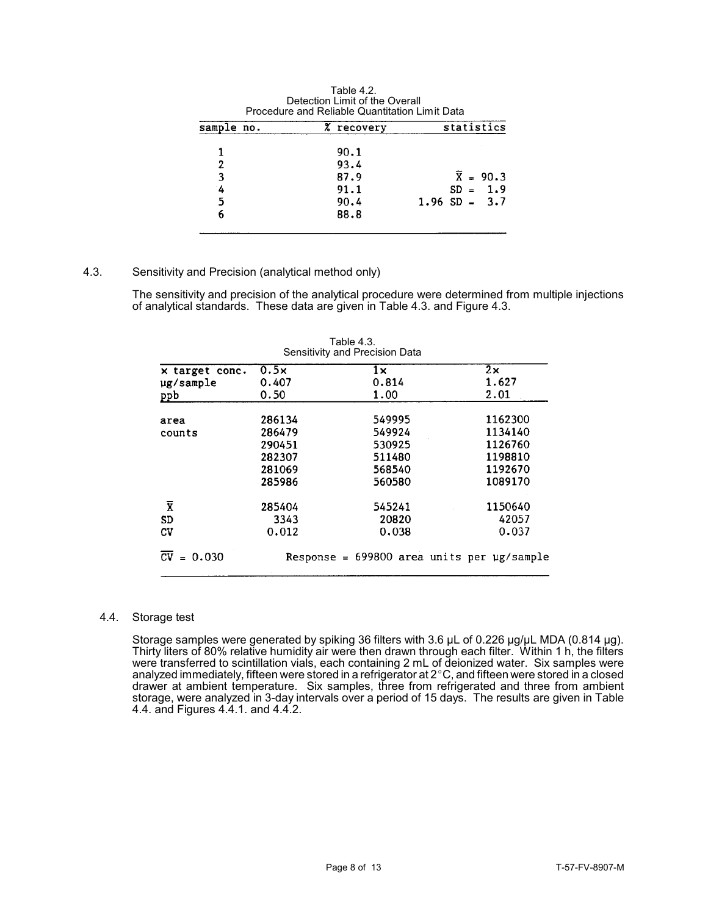Table 4.2.
Detection Limit of the Overall
Procedure and Reliable Quantitation Limit Data

| sample no. | % recovery | statistics |
|---|---|---|
| 1 | 90.1 | |
| 2 | 93.4 | |
| 3 | 87.9 | $\bar{X}$ = 90.3 |
| 4 | 91.1 | SD = 1.9 |
| 5 | 90.4 | 1.96 SD = 3.7 |
| 6 | 88.8 | |

4.3. Sensitivity and Precision (analytical method only)

The sensitivity and precision of the analytical procedure were determined from multiple injections of analytical standards. These data are given in Table 4.3. and Figure 4.3.

Table 4.3.
Sensitivity and Precision Data

| × target conc. | 0.5× | 1× | 2× |
|---|---|---|---|
| µg/sample | 0.407 | 0.814 | 1.627 |
| ppb | 0.50 | 1.00 | 2.01 |
| area counts | 286134 | 549995 | 1162300 |
| | 286479 | 549924 | 1134140 |
| | 290451 | 530925 | 1126760 |
| | 282307 | 511480 | 1198810 |
| | 281069 | 568540 | 1192670 |
| | 285986 | 560580 | 1089170 |
| $\bar{X}$ | 285404 | 545241 | 1150640 |
| SD | 3343 | 20820 | 42057 |
| CV | 0.012 | 0.038 | 0.037 |
| $\overline{CV}$ = 0.030 | Response = 699800 area units per µg/sample | | |

4.4. Storage test

Storage samples were generated by spiking 36 filters with 3.6 µL of 0.226 µg/µL MDA (0.814 µg). Thirty liters of 80% relative humidity air were then drawn through each filter. Within 1 h, the filters were transferred to scintillation vials, each containing 2 mL of deionized water. Six samples were analyzed immediately, fifteen were stored in a refrigerator at 2°C, and fifteen were stored in a closed drawer at ambient temperature. Six samples, three from refrigerated and three from ambient storage, were analyzed in 3-day intervals over a period of 15 days. The results are given in Table 4.4. and Figures 4.4.1. and 4.4.2.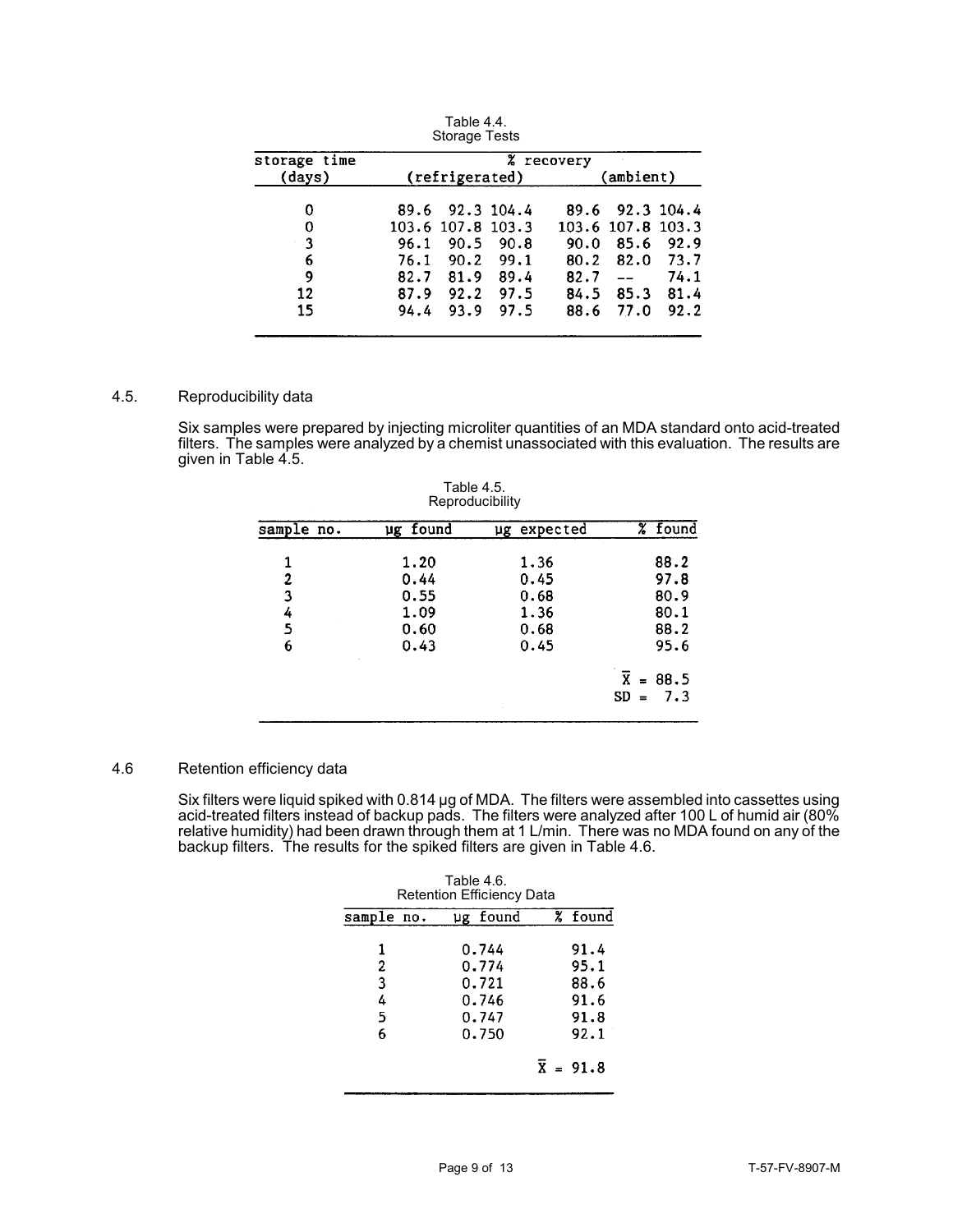Table 4.4.
Storage Tests

| storage time (days) | % recovery (refrigerated) | | | % recovery (ambient) | | |
|---|---|---|---|---|---|---|
| 0 | 89.6 | 92.3 | 104.4 | 89.6 | 92.3 | 104.4 |
| 0 | 103.6 | 107.8 | 103.3 | 103.6 | 107.8 | 103.3 |
| 3 | 96.1 | 90.5 | 90.8 | 90.0 | 85.6 | 92.9 |
| 6 | 76.1 | 90.2 | 99.1 | 80.2 | 82.0 | 73.7 |
| 9 | 82.7 | 81.9 | 89.4 | 82.7 | -- | 74.1 |
| 12 | 87.9 | 92.2 | 97.5 | 84.5 | 85.3 | 81.4 |
| 15 | 94.4 | 93.9 | 97.5 | 88.6 | 77.0 | 92.2 |

## 4.5. Reproducibility data

Six samples were prepared by injecting microliter quantities of an MDA standard onto acid-treated filters. The samples were analyzed by a chemist unassociated with this evaluation. The results are given in Table 4.5.

Table 4.5.
Reproducibility

| sample no. | µg found | µg expected | % found |
|---|---|---|---|
| 1 | 1.20 | 1.36 | 88.2 |
| 2 | 0.44 | 0.45 | 97.8 |
| 3 | 0.55 | 0.68 | 80.9 |
| 4 | 1.09 | 1.36 | 80.1 |
| 5 | 0.60 | 0.68 | 88.2 |
| 6 | 0.43 | 0.45 | 95.6 |
| | | | $\bar{X}$ = 88.5 |
| | | | SD = 7.3 |

## 4.6 Retention efficiency data

Six filters were liquid spiked with 0.814 µg of MDA. The filters were assembled into cassettes using acid-treated filters instead of backup pads. The filters were analyzed after 100 L of humid air (80% relative humidity) had been drawn through them at 1 L/min. There was no MDA found on any of the backup filters. The results for the spiked filters are given in Table 4.6.

Table 4.6.
Retention Efficiency Data

| sample no. | µg found | % found |
|---|---|---|
| 1 | 0.744 | 91.4 |
| 2 | 0.774 | 95.1 |
| 3 | 0.721 | 88.6 |
| 4 | 0.746 | 91.6 |
| 5 | 0.747 | 91.8 |
| 6 | 0.750 | 92.1 |
| | | $\bar{X}$ = 91.8 |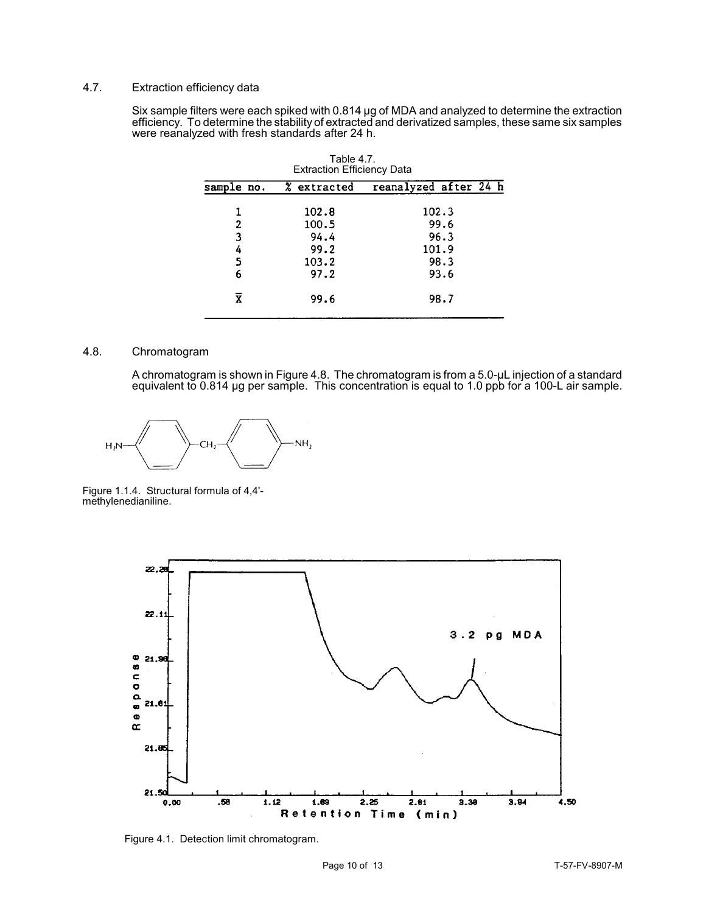### 4.7. Extraction efficiency data

Six sample filters were each spiked with 0.814 µg of MDA and analyzed to determine the extraction efficiency. To determine the stability of extracted and derivatized samples, these same six samples were reanalyzed with fresh standards after 24 h.

Table 4.7.
Extraction Efficiency Data

| sample no. | % extracted | reanalyzed after 24 h |
|---|---|---|
| 1 | 102.8 | 102.3 |
| 2 | 100.5 | 99.6 |
| 3 | 94.4 | 96.3 |
| 4 | 99.2 | 101.9 |
| 5 | 103.2 | 98.3 |
| 6 | 97.2 | 93.6 |
| $\overline{X}$ | 99.6 | 98.7 |

### 4.8. Chromatogram

A chromatogram is shown in Figure 4.8. The chromatogram is from a 5.0-µL injection of a standard equivalent to 0.814 µg per sample. This concentration is equal to 1.0 ppb for a 100-L air sample.

$H_2N-C_6H_4-CH_2-C_6H_4-NH_2$

Figure 1.1.4. Structural formula of 4,4'-methylenedianiline.

Figure 4.1. Detection limit chromatogram.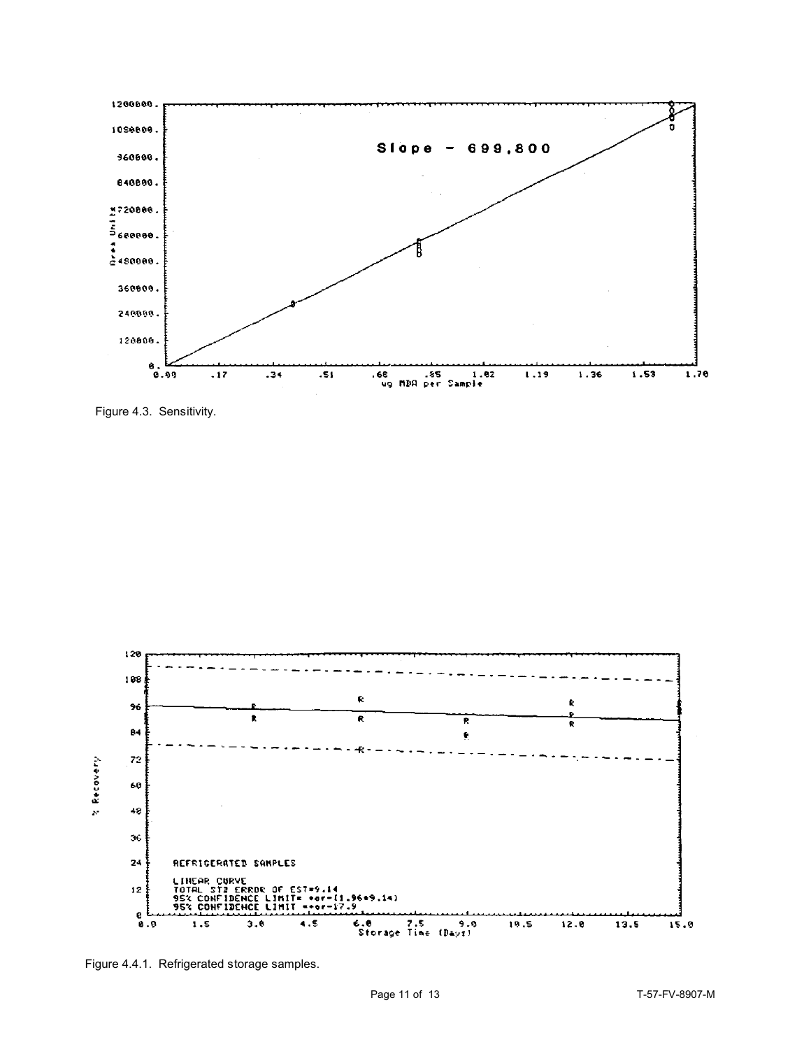Figure 4.3. Sensitivity.

Figure 4.4.1. Refrigerated storage samples.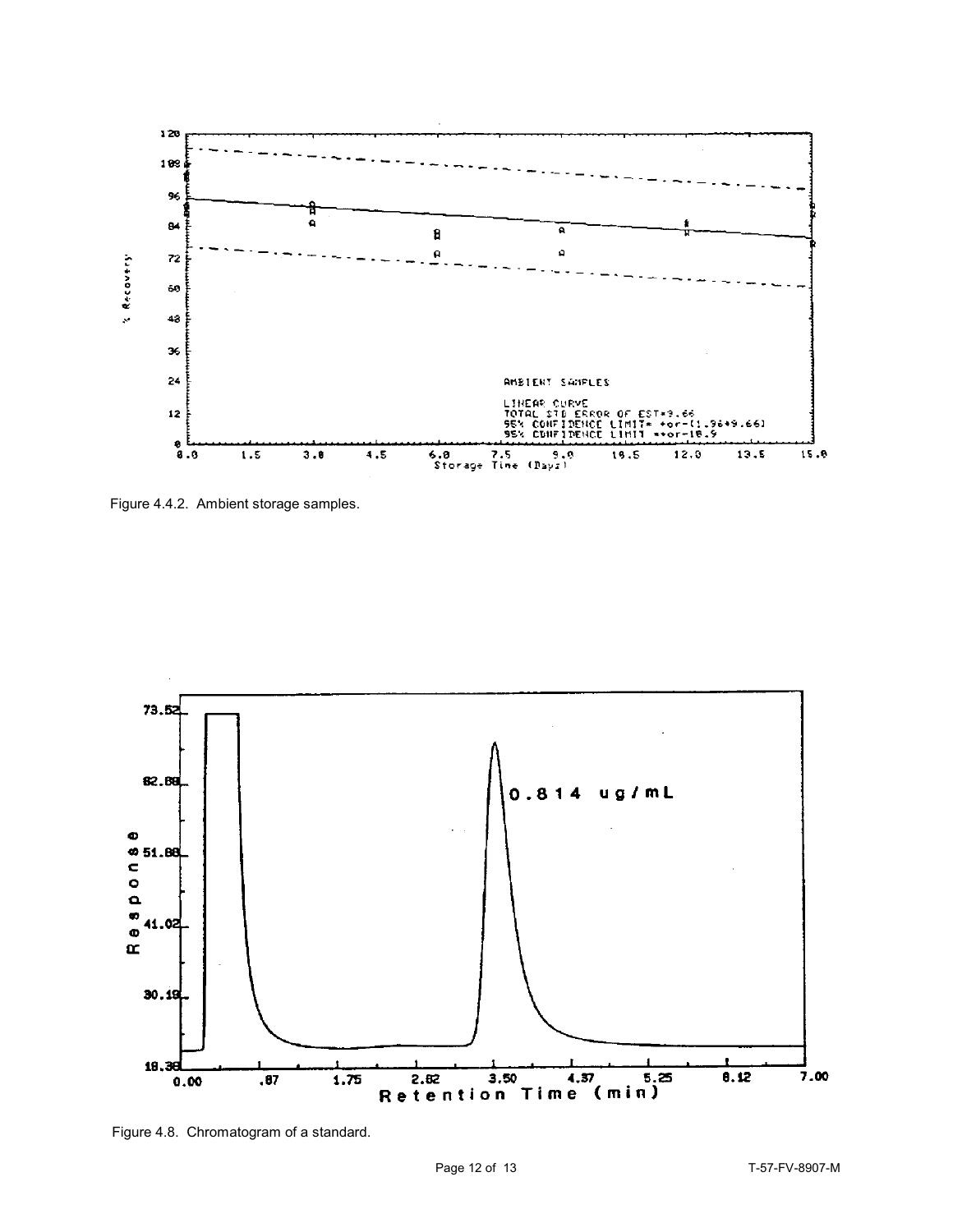Figure 4.4.2. Ambient storage samples.

Figure 4.8. Chromatogram of a standard.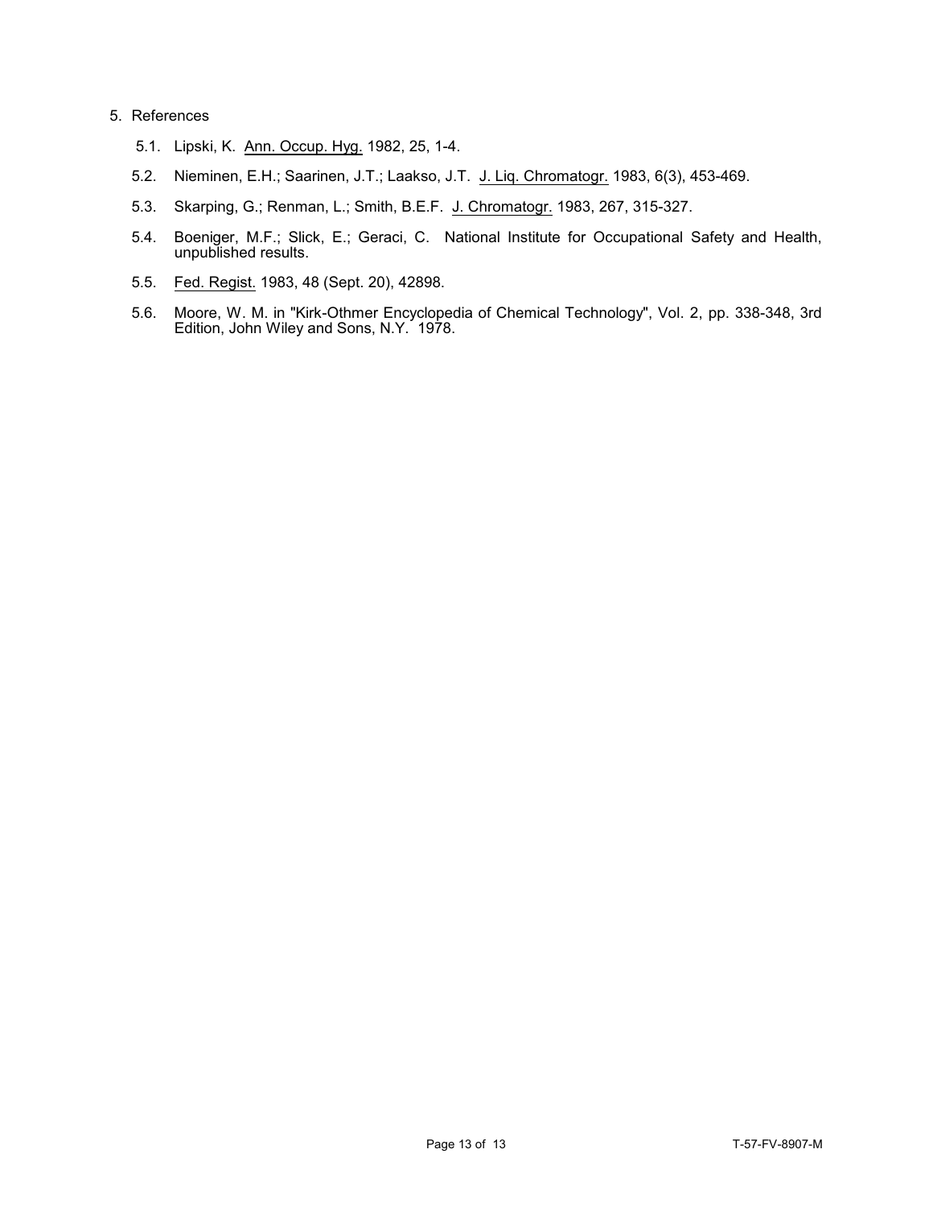5. References

5.1. Lipski, K. Ann. Occup. Hyg. 1982, 25, 1-4.

5.2. Nieminen, E.H.; Saarinen, J.T.; Laakso, J.T. J. Liq. Chromatogr. 1983, 6(3), 453-469.

5.3. Skarping, G.; Renman, L.; Smith, B.E.F. J. Chromatogr. 1983, 267, 315-327.

5.4. Boeniger, M.F.; Slick, E.; Geraci, C. National Institute for Occupational Safety and Health, unpublished results.

5.5. Fed. Regist. 1983, 48 (Sept. 20), 42898.

5.6. Moore, W. M. in "Kirk-Othmer Encyclopedia of Chemical Technology", Vol. 2, pp. 338-348, 3rd Edition, John Wiley and Sons, N.Y. 1978.